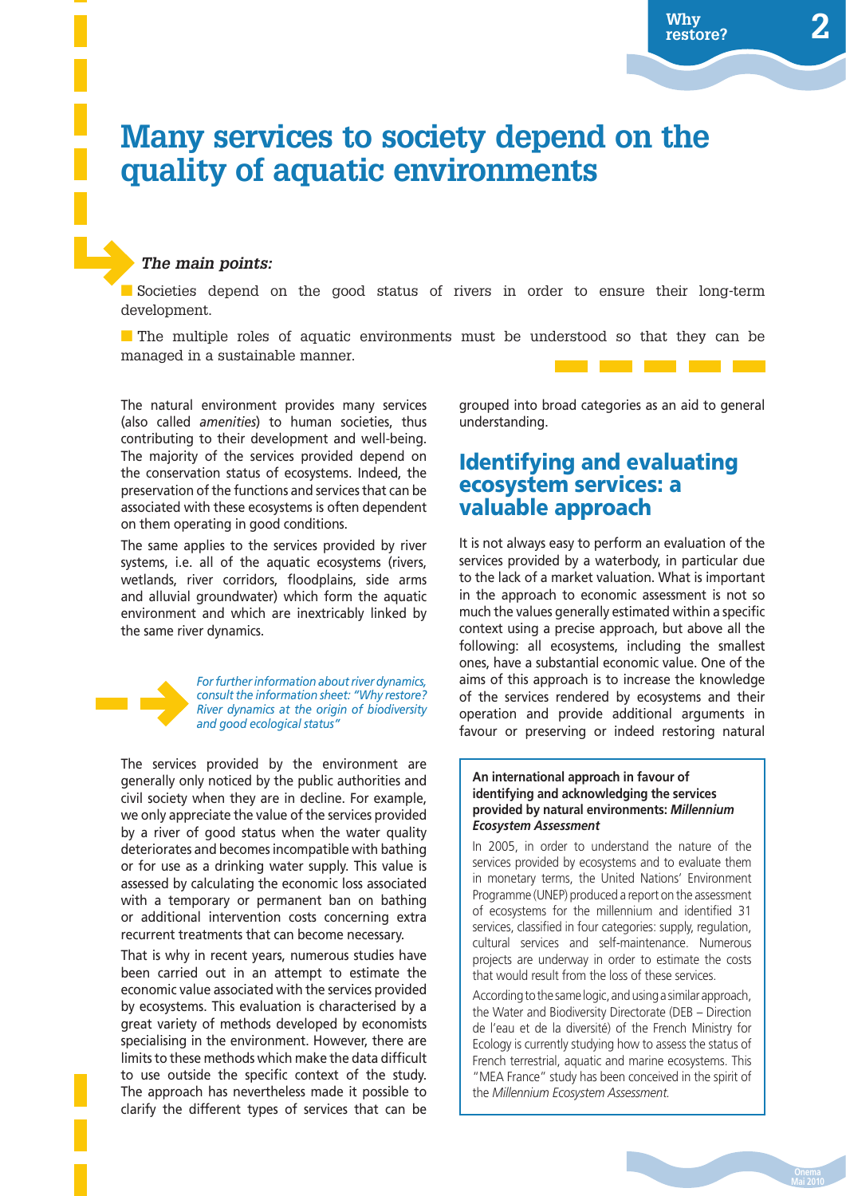# Many services to society depend on the quality of aquatic environments

***The main points:***

- Societies depend on the good status of rivers in order to ensure their long-term development.
- The multiple roles of aquatic environments must be understood so that they can be managed in a sustainable manner.

The natural environment provides many services (also called *amenities*) to human societies, thus contributing to their development and well-being. The majority of the services provided depend on the conservation status of ecosystems. Indeed, the preservation of the functions and services that can be associated with these ecosystems is often dependent on them operating in good conditions.

The same applies to the services provided by river systems, i.e. all of the aquatic ecosystems (rivers, wetlands, river corridors, floodplains, side arms and alluvial groundwater) which form the aquatic environment and which are inextricably linked by the same river dynamics.

*For further information about river dynamics, consult the information sheet: "Why restore? River dynamics at the origin of biodiversity and good ecological status"*

The services provided by the environment are generally only noticed by the public authorities and civil society when they are in decline. For example, we only appreciate the value of the services provided by a river of good status when the water quality deteriorates and becomes incompatible with bathing or for use as a drinking water supply. This value is assessed by calculating the economic loss associated with a temporary or permanent ban on bathing or additional intervention costs concerning extra recurrent treatments that can become necessary.

That is why in recent years, numerous studies have been carried out in an attempt to estimate the economic value associated with the services provided by ecosystems. This evaluation is characterised by a great variety of methods developed by economists specialising in the environment. However, there are limits to these methods which make the data difficult to use outside the specific context of the study. The approach has nevertheless made it possible to clarify the different types of services that can be grouped into broad categories as an aid to general understanding.

## Identifying and evaluating ecosystem services: a valuable approach

It is not always easy to perform an evaluation of the services provided by a waterbody, in particular due to the lack of a market valuation. What is important in the approach to economic assessment is not so much the values generally estimated within a specific context using a precise approach, but above all the following: all ecosystems, including the smallest ones, have a substantial economic value. One of the aims of this approach is to increase the knowledge of the services rendered by ecosystems and their operation and provide additional arguments in favour or preserving or indeed restoring natural

**An international approach in favour of identifying and acknowledging the services provided by natural environments: *Millennium Ecosystem Assessment***

In 2005, in order to understand the nature of the services provided by ecosystems and to evaluate them in monetary terms, the United Nations' Environment Programme (UNEP) produced a report on the assessment of ecosystems for the millennium and identified 31 services, classified in four categories: supply, regulation, cultural services and self-maintenance. Numerous projects are underway in order to estimate the costs that would result from the loss of these services.

According to the same logic, and using a similar approach, the Water and Biodiversity Directorate (DEB – Direction de l'eau et de la diversité) of the French Ministry for Ecology is currently studying how to assess the status of French terrestrial, aquatic and marine ecosystems. This "MEA France" study has been conceived in the spirit of the *Millennium Ecosystem Assessment.*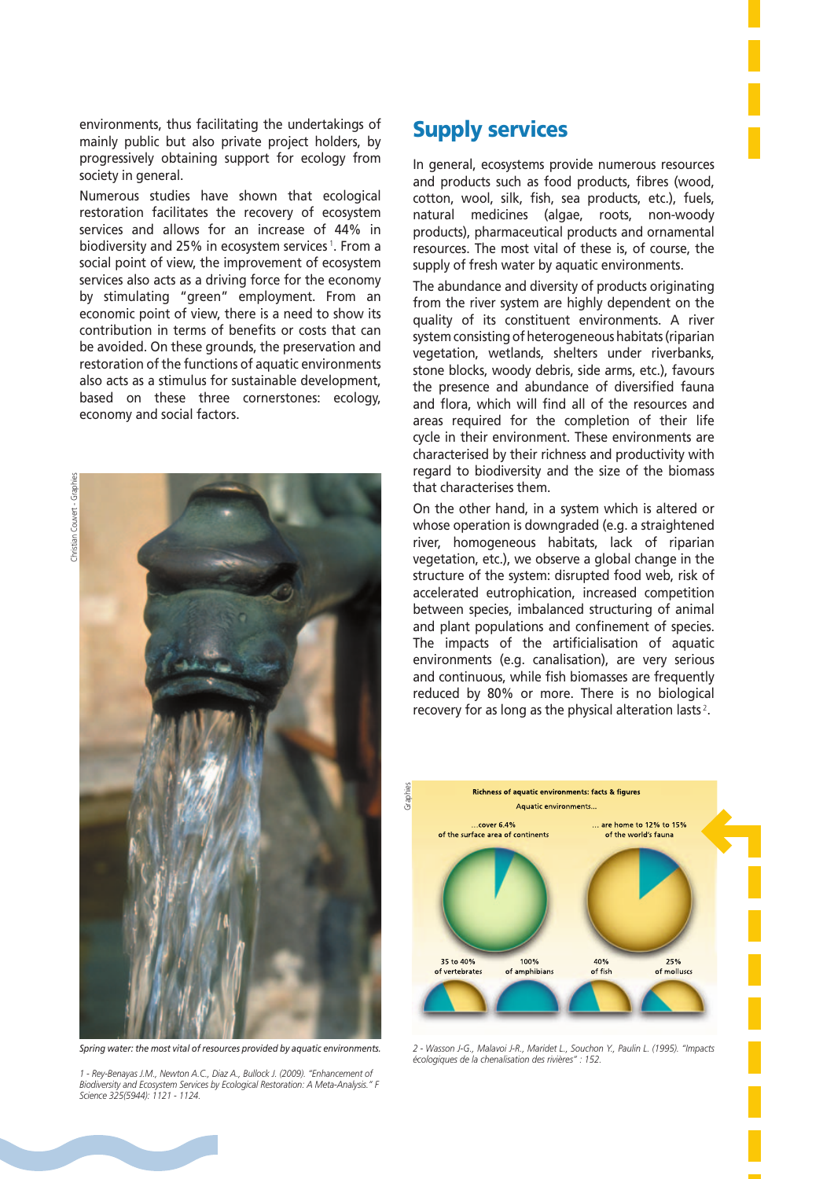environments, thus facilitating the undertakings of mainly public but also private project holders, by progressively obtaining support for ecology from society in general.

Numerous studies have shown that ecological restoration facilitates the recovery of ecosystem services and allows for an increase of 44% in biodiversity and 25% in ecosystem services [1]. From a social point of view, the improvement of ecosystem services also acts as a driving force for the economy by stimulating "green" employment. From an economic point of view, there is a need to show its contribution in terms of benefits or costs that can be avoided. On these grounds, the preservation and restoration of the functions of aquatic environments also acts as a stimulus for sustainable development, based on these three cornerstones: ecology, economy and social factors.

*Spring water: the most vital of resources provided by aquatic environments.*

*1 - Rey-Benayas J.M., Newton A.C., Diaz A., Bullock J. (2009). "Enhancement of Biodiversity and Ecosystem Services by Ecological Restoration: A Meta-Analysis." F Science 325(5944): 1121 - 1124.*

## Supply services

In general, ecosystems provide numerous resources and products such as food products, fibres (wood, cotton, wool, silk, fish, sea products, etc.), fuels, natural medicines (algae, roots, non-woody products), pharmaceutical products and ornamental resources. The most vital of these is, of course, the supply of fresh water by aquatic environments.

The abundance and diversity of products originating from the river system are highly dependent on the quality of its constituent environments. A river system consisting of heterogeneous habitats (riparian vegetation, wetlands, shelters under riverbanks, stone blocks, woody debris, side arms, etc.), favours the presence and abundance of diversified fauna and flora, which will find all of the resources and areas required for the completion of their life cycle in their environment. These environments are characterised by their richness and productivity with regard to biodiversity and the size of the biomass that characterises them.

On the other hand, in a system which is altered or whose operation is downgraded (e.g. a straightened river, homogeneous habitats, lack of riparian vegetation, etc.), we observe a global change in the structure of the system: disrupted food web, risk of accelerated eutrophication, increased competition between species, imbalanced structuring of animal and plant populations and confinement of species. The impacts of the artificialisation of aquatic environments (e.g. canalisation), are very serious and continuous, while fish biomasses are frequently reduced by 80% or more. There is no biological recovery for as long as the physical alteration lasts [2].

**Richness of aquatic environments: facts & figures**

Aquatic environments...

...cover 6.4% of the surface area of continents

... are home to 12% to 15% of the world's fauna

35 to 40% of vertebrates | 100% of amphibians | 40% of fish | 25% of molluscs

*2 - Wasson J-G., Malavoi J-R., Maridet L., Souchon Y., Paulin L. (1995). "Impacts écologiques de la chenalisation des rivières" : 152.*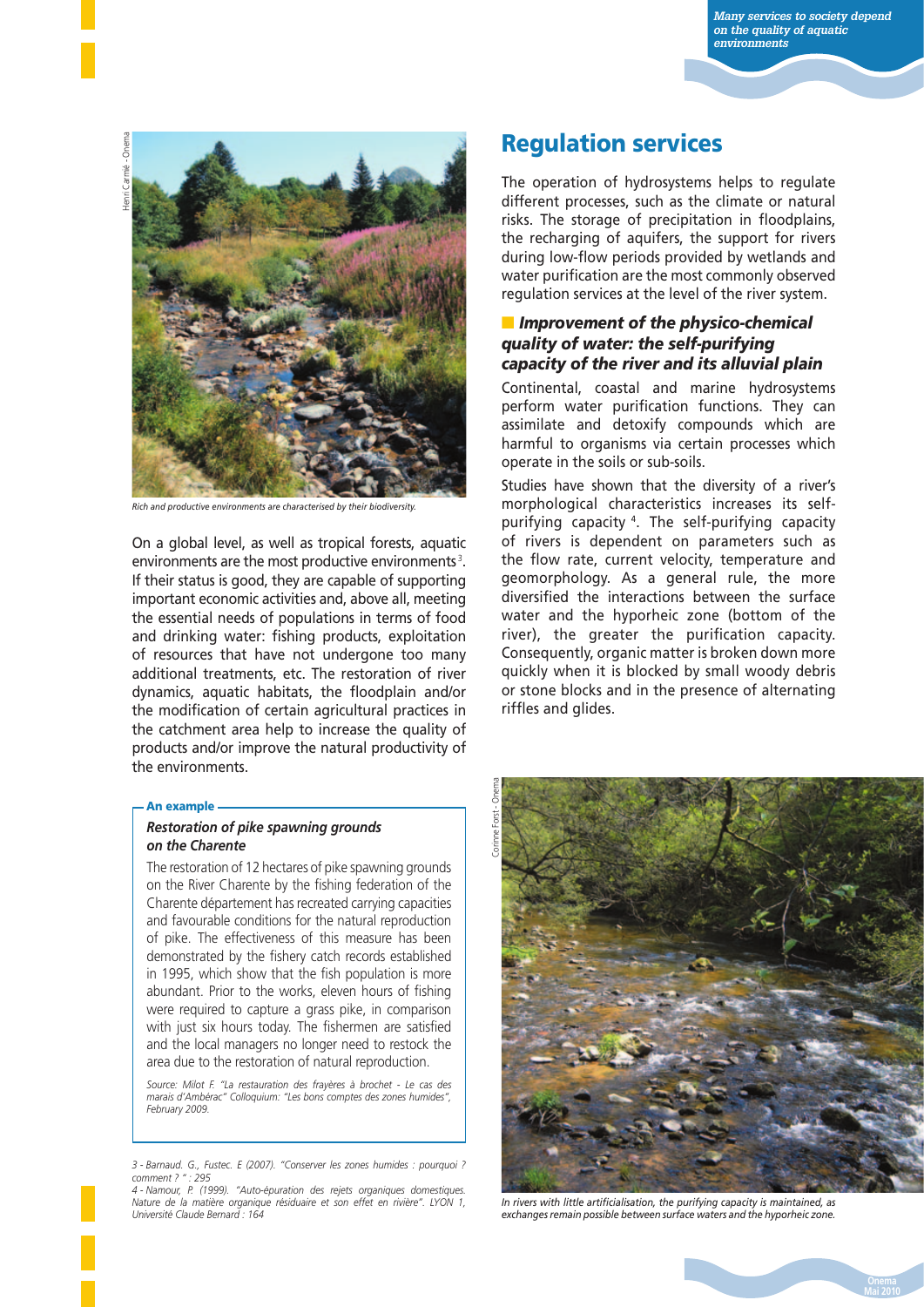Rich and productive environments are characterised by their biodiversity.

On a global level, as well as tropical forests, aquatic environments are the most productive environments [3]. If their status is good, they are capable of supporting important economic activities and, above all, meeting the essential needs of populations in terms of food and drinking water: fishing products, exploitation of resources that have not undergone too many additional treatments, etc. The restoration of river dynamics, aquatic habitats, the floodplain and/or the modification of certain agricultural practices in the catchment area help to increase the quality of products and/or improve the natural productivity of the environments.

**An example**

***Restoration of pike spawning grounds on the Charente***

The restoration of 12 hectares of pike spawning grounds on the River Charente by the fishing federation of the Charente département has recreated carrying capacities and favourable conditions for the natural reproduction of pike. The effectiveness of this measure has been demonstrated by the fishery catch records established in 1995, which show that the fish population is more abundant. Prior to the works, eleven hours of fishing were required to capture a grass pike, in comparison with just six hours today. The fishermen are satisfied and the local managers no longer need to restock the area due to the restoration of natural reproduction.

*Source: Milot F. "La restauration des frayères à brochet - Le cas des marais d'Ambérac" Colloquium: "Les bons comptes des zones humides", February 2009.*

# Regulation services

The operation of hydrosystems helps to regulate different processes, such as the climate or natural risks. The storage of precipitation in floodplains, the recharging of aquifers, the support for rivers during low-flow periods provided by wetlands and water purification are the most commonly observed regulation services at the level of the river system.

## *Improvement of the physico-chemical quality of water: the self-purifying capacity of the river and its alluvial plain*

Continental, coastal and marine hydrosystems perform water purification functions. They can assimilate and detoxify compounds which are harmful to organisms via certain processes which operate in the soils or sub-soils.

Studies have shown that the diversity of a river's morphological characteristics increases its self-purifying capacity [4]. The self-purifying capacity of rivers is dependent on parameters such as the flow rate, current velocity, temperature and geomorphology. As a general rule, the more diversified the interactions between the surface water and the hyporheic zone (bottom of the river), the greater the purification capacity. Consequently, organic matter is broken down more quickly when it is blocked by small woody debris or stone blocks and in the presence of alternating riffles and glides.

In rivers with little artificialisation, the purifying capacity is maintained, as exchanges remain possible between surface waters and the hyporheic zone.

3 - Barnaud. G., Fustec. E (2007). "Conserver les zones humides : pourquoi ? comment ? " : 295

4 - Namour, P. (1999). "Auto-épuration des rejets organiques domestiques. Nature de la matière organique résiduaire et son effet en rivière". LYON 1, Université Claude Bernard : 164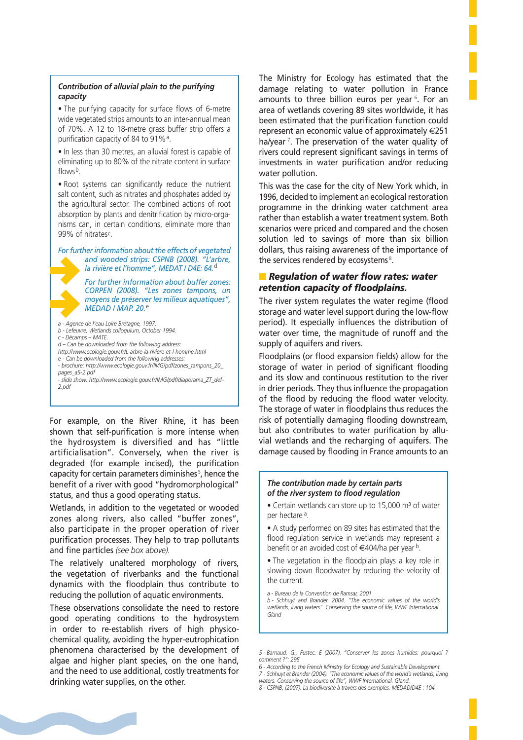### *Contribution of alluvial plain to the purifying capacity*

- The purifying capacity for surface flows of 6-metre wide vegetated strips amounts to an inter-annual mean of 70%. A 12 to 18-metre grass buffer strip offers a purification capacity of 84 to 91% [a].
- In less than 30 metres, an alluvial forest is capable of eliminating up to 80% of the nitrate content in surface flows [b].
- Root systems can significantly reduce the nutrient salt content, such as nitrates and phosphates added by the agricultural sector. The combined actions of root absorption by plants and denitrification by micro-organisms can, in certain conditions, eliminate more than 99% of nitrates [c].

*For further information about the effects of vegetated and wooded strips: CSPNB (2008). "L'arbre, la rivière et l'homme", MEDAT / D4E: 64.* [d]

*For further information about buffer zones: CORPEN (2008). "Les zones tampons, un moyens de préserver les milieux aquatiques", MEDAD / MAP. 20.* [e]

*a - Agence de l'eau Loire Bretagne, 1997.*
*b - Lefeuvre, Wetlands colloquium, October 1994.*
*c - Décamps – MATE.*
*d – Can be downloaded from the following address: http://www.ecologie.gouv.fr/L-arbre-la-riviere-et-l-homme.html*
*e - Can be downloaded from the following addresses:*
*- brochure: http://www.ecologie.gouv.fr/IMG/pdf/zones_tampons_20_pages_a5-2.pdf*
*- slide show: http://www.ecologie.gouv.fr/IMG/pdf/diaporama_ZT_def-2.pdf*

For example, on the River Rhine, it has been shown that self-purification is more intense when the hydrosystem is diversified and has "little artificialisation". Conversely, when the river is degraded (for example incised), the purification capacity for certain parameters diminishes [5], hence the benefit of a river with good "hydromorphological" status, and thus a good operating status.

Wetlands, in addition to the vegetated or wooded zones along rivers, also called "buffer zones", also participate in the proper operation of river purification processes. They help to trap pollutants and fine particles *(see box above).*

The relatively unaltered morphology of rivers, the vegetation of riverbanks and the functional dynamics with the floodplain thus contribute to reducing the pollution of aquatic environments.

These observations consolidate the need to restore good operating conditions to the hydrosystem in order to re-establish rivers of high physico-chemical quality, avoiding the hyper-eutrophication phenomena characterised by the development of algae and higher plant species, on the one hand, and the need to use additional, costly treatments for drinking water supplies, on the other.

The Ministry for Ecology has estimated that the damage relating to water pollution in France amounts to three billion euros per year [6]. For an area of wetlands covering 89 sites worldwide, it has been estimated that the purification function could represent an economic value of approximately €251 ha/year [7]. The preservation of the water quality of rivers could represent significant savings in terms of investments in water purification and/or reducing water pollution.

This was the case for the city of New York which, in 1996, decided to implement an ecological restoration programme in the drinking water catchment area rather than establish a water treatment system. Both scenarios were priced and compared and the chosen solution led to savings of more than six billion dollars, thus raising awareness of the importance of the services rendered by ecosystems [8].

## *Regulation of water flow rates: water retention capacity of floodplains.*

The river system regulates the water regime (flood storage and water level support during the low-flow period). It especially influences the distribution of water over time, the magnitude of runoff and the supply of aquifers and rivers.

Floodplains (or flood expansion fields) allow for the storage of water in period of significant flooding and its slow and continuous restitution to the river in drier periods. They thus influence the propagation of the flood by reducing the flood water velocity. The storage of water in floodplains thus reduces the risk of potentially damaging flooding downstream, but also contributes to water purification by alluvial wetlands and the recharging of aquifers. The damage caused by flooding in France amounts to an

### *The contribution made by certain parts of the river system to flood regulation*

- Certain wetlands can store up to 15,000 m³ of water per hectare [a].
- A study performed on 89 sites has estimated that the flood regulation service in wetlands may represent a benefit or an avoided cost of €404/ha per year [b].
- The vegetation in the floodplain plays a key role in slowing down floodwater by reducing the velocity of the current.

*a - Bureau de la Convention de Ramsar, 2001*
*b - Schhuyt and Brander. 2004. "The economic values of the world's wetlands, living waters". Conserving the source of life, WWF International. Gland*

*5 - Barnaud. G., Fustec. E (2007). "Conserver les zones humides: pourquoi ? comment ?": 295*
*6 - According to the French Ministry for Ecology and Sustainable Development.*
*7 - Schhuyt et Brander (2004). "The economic values of the world's wetlands, living waters. Conserving the source of life", WWF International. Gland.*
*8 - CSPNB, (2007). La biodiversité à travers des exemples. MEDAD/D4E : 104*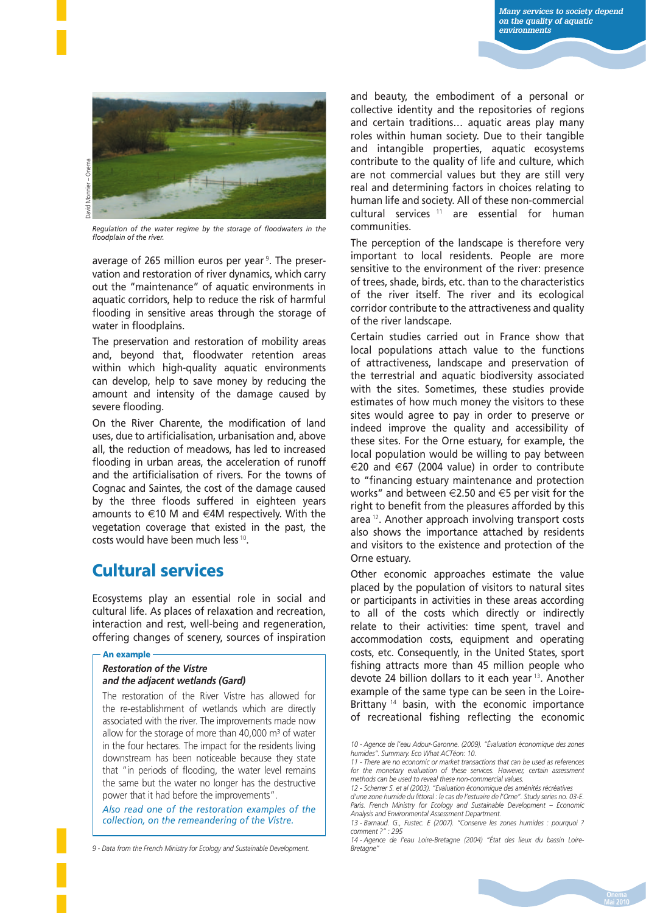Regulation of the water regime by the storage of floodwaters in the floodplain of the river.

average of 265 million euros per year [9]. The preservation and restoration of river dynamics, which carry out the "maintenance" of aquatic environments in aquatic corridors, help to reduce the risk of harmful flooding in sensitive areas through the storage of water in floodplains.

The preservation and restoration of mobility areas and, beyond that, floodwater retention areas within which high-quality aquatic environments can develop, help to save money by reducing the amount and intensity of the damage caused by severe flooding.

On the River Charente, the modification of land uses, due to artificialisation, urbanisation and, above all, the reduction of meadows, has led to increased flooding in urban areas, the acceleration of runoff and the artificialisation of rivers. For the towns of Cognac and Saintes, the cost of the damage caused by the three floods suffered in eighteen years amounts to €10 M and €4M respectively. With the vegetation coverage that existed in the past, the costs would have been much less [10].

## Cultural services

Ecosystems play an essential role in social and cultural life. As places of relaxation and recreation, interaction and rest, well-being and regeneration, offering changes of scenery, sources of inspiration and beauty, the embodiment of a personal or collective identity and the repositories of regions and certain traditions… aquatic areas play many roles within human society. Due to their tangible and intangible properties, aquatic ecosystems contribute to the quality of life and culture, which are not commercial values but they are still very real and determining factors in choices relating to human life and society. All of these non-commercial cultural services [11] are essential for human communities.

> **An example**
>
> ***Restoration of the Vistre and the adjacent wetlands (Gard)***
>
> The restoration of the River Vistre has allowed for the re-establishment of wetlands which are directly associated with the river. The improvements made now allow for the storage of more than 40,000 m³ of water in the four hectares. The impact for the residents living downstream has been noticeable because they state that "in periods of flooding, the water level remains the same but the water no longer has the destructive power that it had before the improvements".
>
> *Also read one of the restoration examples of the collection, on the remeandering of the Vistre.*

The perception of the landscape is therefore very important to local residents. People are more sensitive to the environment of the river: presence of trees, shade, birds, etc. than to the characteristics of the river itself. The river and its ecological corridor contribute to the attractiveness and quality of the river landscape.

Certain studies carried out in France show that local populations attach value to the functions of attractiveness, landscape and preservation of the terrestrial and aquatic biodiversity associated with the sites. Sometimes, these studies provide estimates of how much money the visitors to these sites would agree to pay in order to preserve or indeed improve the quality and accessibility of these sites. For the Orne estuary, for example, the local population would be willing to pay between €20 and €67 (2004 value) in order to contribute to "financing estuary maintenance and protection works" and between €2.50 and €5 per visit for the right to benefit from the pleasures afforded by this area [12]. Another approach involving transport costs also shows the importance attached by residents and visitors to the existence and protection of the Orne estuary.

Other economic approaches estimate the value placed by the population of visitors to natural sites or participants in activities in these areas according to all of the costs which directly or indirectly relate to their activities: time spent, travel and accommodation costs, equipment and operating costs, etc. Consequently, in the United States, sport fishing attracts more than 45 million people who devote 24 billion dollars to it each year [13]. Another example of the same type can be seen in the Loire-Brittany [14] basin, with the economic importance of recreational fishing reflecting the economic

9 - Data from the French Ministry for Ecology and Sustainable Development.

10 - Agence de l'eau Adour-Garonne. (2009). "Évaluation économique des zones humides". Summary. Eco What ACTéon: 10.

11 - There are no economic or market transactions that can be used as references for the monetary evaluation of these services. However, certain assessment methods can be used to reveal these non-commercial values.

12 - Scherrer S. et al (2003). "Evaluation économique des aménités récréatives d'une zone humide du littoral : le cas de l'estuaire de l'Orne". Study series no. 03-E. Paris. French Ministry for Ecology and Sustainable Development – Economic Analysis and Environmental Assessment Department.

13 - Barnaud. G., Fustec. E (2007). "Conserve les zones humides : pourquoi ? comment ?" : 295

14 - Agence de l'eau Loire-Bretagne (2004) "État des lieux du bassin Loire-Bretagne"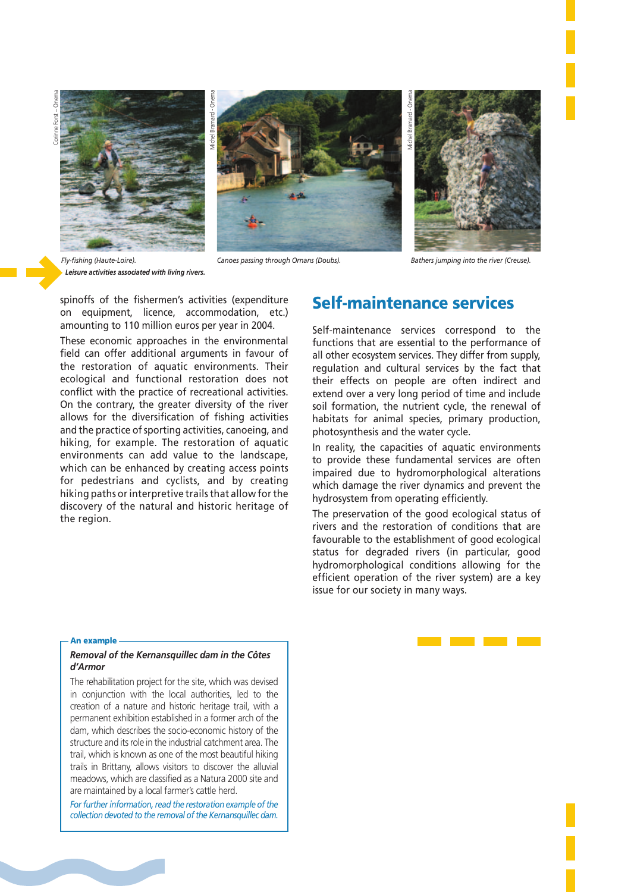Fly-fishing (Haute-Loire).

Canoes passing through Ornans (Doubs).

Bathers jumping into the river (Creuse).

***Leisure activities associated with living rivers.***

spinoffs of the fishermen's activities (expenditure on equipment, licence, accommodation, etc.) amounting to 110 million euros per year in 2004.

These economic approaches in the environmental field can offer additional arguments in favour of the restoration of aquatic environments. Their ecological and functional restoration does not conflict with the practice of recreational activities. On the contrary, the greater diversity of the river allows for the diversification of fishing activities and the practice of sporting activities, canoeing, and hiking, for example. The restoration of aquatic environments can add value to the landscape, which can be enhanced by creating access points for pedestrians and cyclists, and by creating hiking paths or interpretive trails that allow for the discovery of the natural and historic heritage of the region.

## Self-maintenance services

Self-maintenance services correspond to the functions that are essential to the performance of all other ecosystem services. They differ from supply, regulation and cultural services by the fact that their effects on people are often indirect and extend over a very long period of time and include soil formation, the nutrient cycle, the renewal of habitats for animal species, primary production, photosynthesis and the water cycle.

In reality, the capacities of aquatic environments to provide these fundamental services are often impaired due to hydromorphological alterations which damage the river dynamics and prevent the hydrosystem from operating efficiently.

The preservation of the good ecological status of rivers and the restoration of conditions that are favourable to the establishment of good ecological status for degraded rivers (in particular, good hydromorphological conditions allowing for the efficient operation of the river system) are a key issue for our society in many ways.

**An example**

***Removal of the Kernansquillec dam in the Côtes d'Armor***

The rehabilitation project for the site, which was devised in conjunction with the local authorities, led to the creation of a nature and historic heritage trail, with a permanent exhibition established in a former arch of the dam, which describes the socio-economic history of the structure and its role in the industrial catchment area. The trail, which is known as one of the most beautiful hiking trails in Brittany, allows visitors to discover the alluvial meadows, which are classified as a Natura 2000 site and are maintained by a local farmer's cattle herd.

*For further information, read the restoration example of the collection devoted to the removal of the Kernansquillec dam.*